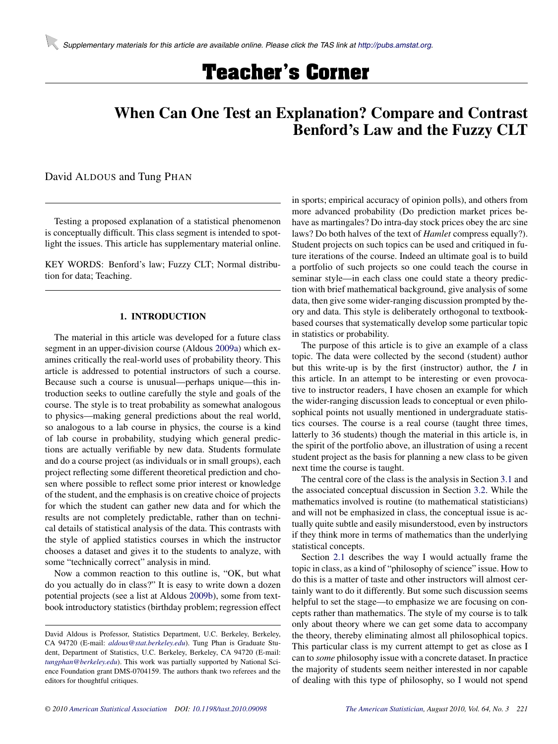Supplementary materials for this article are available online. Please click the TAS link at http://pubs.amstat.org.

# Teacher's Corner

## When Can One Test an Explanation? Compare and Contrast Benford's Law and the Fuzzy CLT

David ALDOUS and Tung PHAN

Testing a proposed explanation of a statistical phenomenon is conceptually difficult. This class segment is intended to spotlight the issues. This article has supplementary material online.

KEY WORDS: Benford's law; Fuzzy CLT; Normal distribution for data; Teaching.

### 1. INTRODUCTION

The material in this article was developed for a future class segment in an upper-division course (Aldous 2009a) which examines critically the real-world uses of probability theory. This article is addressed to potential instructors of such a course. Because such a course is unusual—perhaps unique—this introduction seeks to outline carefully the style and goals of the course. The style is to treat probability as somewhat analogous to physics—making general predictions about the real world, so analogous to a lab course in physics, the course is a kind of lab course in probability, studying which general predictions are actually verifiable by new data. Students formulate and do a course project (as individuals or in small groups), each project reflecting some different theoretical prediction and chosen where possible to reflect some prior interest or knowledge of the student, and the emphasis is on creative choice of projects for which the student can gather new data and for which the results are not completely predictable, rather than on technical details of statistical analysis of the data. This contrasts with the style of applied statistics courses in which the instructor chooses a dataset and gives it to the students to analyze, with some "technically correct" analysis in mind.

Now a common reaction to this outline is, "OK, but what do you actually do in class?" It is easy to write down a dozen potential projects (see a list at Aldous 2009b), some from textbook introductory statistics (birthday problem; regression effect in sports; empirical accuracy of opinion polls), and others from more advanced probability (Do prediction market prices behave as martingales? Do intra-day stock prices obey the arc sine laws? Do both halves of the text of *Hamlet* compress equally?). Student projects on such topics can be used and critiqued in future iterations of the course. Indeed an ultimate goal is to build a portfolio of such projects so one could teach the course in seminar style—in each class one could state a theory prediction with brief mathematical background, give analysis of some data, then give some wider-ranging discussion prompted by theory and data. This style is deliberately orthogonal to textbook-based courses that systematically develop some particular topic in statistics or probability.

The purpose of this article is to give an example of a class topic. The data were collected by the second (student) author but this write-up is by the first (instructor) author, the *I* in this article. In an attempt to be interesting or even provocative to instructor readers, I have chosen an example for which the wider-ranging discussion leads to conceptual or even philosophical points not usually mentioned in undergraduate statistics courses. The course is a real course (taught three times, latterly to 36 students) though the material in this article is, in the spirit of the portfolio above, an illustration of using a recent student project as the basis for planning a new class to be given next time the course is taught.

The central core of the class is the analysis in Section 3.1 and the associated conceptual discussion in Section 3.2. While the mathematics involved is routine (to mathematical statisticians) and will not be emphasized in class, the conceptual issue is actually quite subtle and easily misunderstood, even by instructors if they think more in terms of mathematics than the underlying statistical concepts.

Section 2.1 describes the way I would actually frame the topic in class, as a kind of "philosophy of science" issue. How to do this is a matter of taste and other instructors will almost certainly want to do it differently. But some such discussion seems helpful to set the stage—to emphasize we are focusing on concepts rather than mathematics. The style of my course is to talk only about theory where we can get some data to accompany the theory, thereby eliminating almost all philosophical topics. This particular class is my current attempt to get as close as I can to *some* philosophy issue with a concrete dataset. In practice the majority of students seem neither interested in nor capable of dealing with this type of philosophy, so I would not spend

David Aldous is Professor, Statistics Department, U.C. Berkeley, Berkeley, CA 94720 (E-mail: aldous@stat.berkeley.edu). Tung Phan is Graduate Student, Department of Statistics, U.C. Berkeley, Berkeley, CA 94720 (E-mail: tungphan@berkeley.edu). This work was partially supported by National Science Foundation grant DMS-0704159. The authors thank two referees and the editors for thoughtful critiques.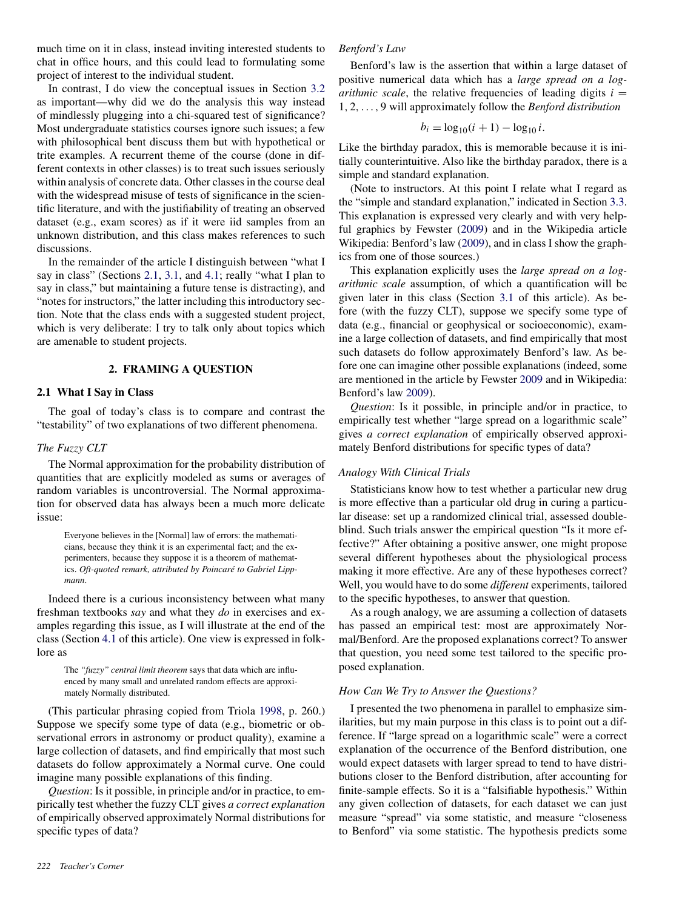much time on it in class, instead inviting interested students to chat in office hours, and this could lead to formulating some project of interest to the individual student.

In contrast, I do view the conceptual issues in Section 3.2 as important—why did we do the analysis this way instead of mindlessly plugging into a chi-squared test of significance? Most undergraduate statistics courses ignore such issues; a few with philosophical bent discuss them but with hypothetical or trite examples. A recurrent theme of the course (done in different contexts in other classes) is to treat such issues seriously within analysis of concrete data. Other classes in the course deal with the widespread misuse of tests of significance in the scientific literature, and with the justifiability of treating an observed dataset (e.g., exam scores) as if it were iid samples from an unknown distribution, and this class makes references to such discussions.

In the remainder of the article I distinguish between "what I say in class" (Sections 2.1, 3.1, and 4.1; really "what I plan to say in class" but maintaining a future tense is distracting), and "notes for instructors," the latter including this introductory section. Note that the class ends with a suggested student project, which is very deliberate: I try to talk only about topics which are amenable to student projects.

## 2. FRAMING A QUESTION

### 2.1 What I Say in Class

The goal of today's class is to compare and contrast the "testability" of two explanations of two different phenomena.

*The Fuzzy CLT*

The Normal approximation for the probability distribution of quantities that are explicitly modeled as sums or averages of random variables is uncontroversial. The Normal approximation for observed data has always been a much more delicate issue:

> Everyone believes in the [Normal] law of errors: the mathematicians, because they think it is an experimental fact; and the experimenters, because they suppose it is a theorem of mathematics. *Oft-quoted remark, attributed by Poincaré to Gabriel Lippmann.*

Indeed there is a curious inconsistency between what many freshman textbooks *say* and what they *do* in exercises and examples regarding this issue, as I will illustrate at the end of the class (Section 4.1 of this article). One view is expressed in folklore as

> The *"fuzzy" central limit theorem* says that data which are influenced by many small and unrelated random effects are approximately Normally distributed.

(This particular phrasing copied from Triola 1998, p. 260.) Suppose we specify some type of data (e.g., biometric or observational errors in astronomy or product quality), examine a large collection of datasets, and find empirically that most such datasets do follow approximately a Normal curve. One could imagine many possible explanations of this finding.

*Question*: Is it possible, in principle and/or in practice, to empirically test whether the fuzzy CLT gives *a correct explanation* of empirically observed approximately Normal distributions for specific types of data?

*Benford's Law*

Benford's law is the assertion that within a large dataset of positive numerical data which has a *large spread on a logarithmic scale*, the relative frequencies of leading digits $i = 1, 2, \ldots, 9$ will approximately follow the *Benford distribution*

$$b_i = \log_{10}(i + 1) - \log_{10} i.$$

Like the birthday paradox, this is memorable because it is initially counterintuitive. Also like the birthday paradox, there is a simple and standard explanation.

(Note to instructors. At this point I relate what I regard as the "simple and standard explanation," indicated in Section 3.3. This explanation is expressed very clearly and with very helpful graphics by Fewster (2009) and in the Wikipedia article Wikipedia: Benford's law (2009), and in class I show the graphics from one of those sources.)

This explanation explicitly uses the *large spread on a logarithmic scale* assumption, of which a quantification will be given later in this class (Section 3.1 of this article). As before (with the fuzzy CLT), suppose we specify some type of data (e.g., financial or geophysical or socioeconomic), examine a large collection of datasets, and find empirically that most such datasets do follow approximately Benford's law. As before one can imagine other possible explanations (indeed, some are mentioned in the article by Fewster 2009 and in Wikipedia: Benford's law 2009).

*Question*: Is it possible, in principle and/or in practice, to empirically test whether "large spread on a logarithmic scale" gives *a correct explanation* of empirically observed approximately Benford distributions for specific types of data?

*Analogy With Clinical Trials*

Statisticians know how to test whether a particular new drug is more effective than a particular old drug in curing a particular disease: set up a randomized clinical trial, assessed double-blind. Such trials answer the empirical question "Is it more effective?" After obtaining a positive answer, one might propose several different hypotheses about the physiological process making it more effective. Are any of these hypotheses correct? Well, you would have to do some *different* experiments, tailored to the specific hypotheses, to answer that question.

As a rough analogy, we are assuming a collection of datasets has passed an empirical test: most are approximately Normal/Benford. Are the proposed explanations correct? To answer that question, you need some test tailored to the specific proposed explanation.

*How Can We Try to Answer the Questions?*

I presented the two phenomena in parallel to emphasize similarities, but my main purpose in this class is to point out a difference. If "large spread on a logarithmic scale" were a correct explanation of the occurrence of the Benford distribution, one would expect datasets with larger spread to tend to have distributions closer to the Benford distribution, after accounting for finite-sample effects. So it is a "falsifiable hypothesis." Within any given collection of datasets, for each dataset we can just measure "spread" via some statistic, and measure "closeness to Benford" via some statistic. The hypothesis predicts some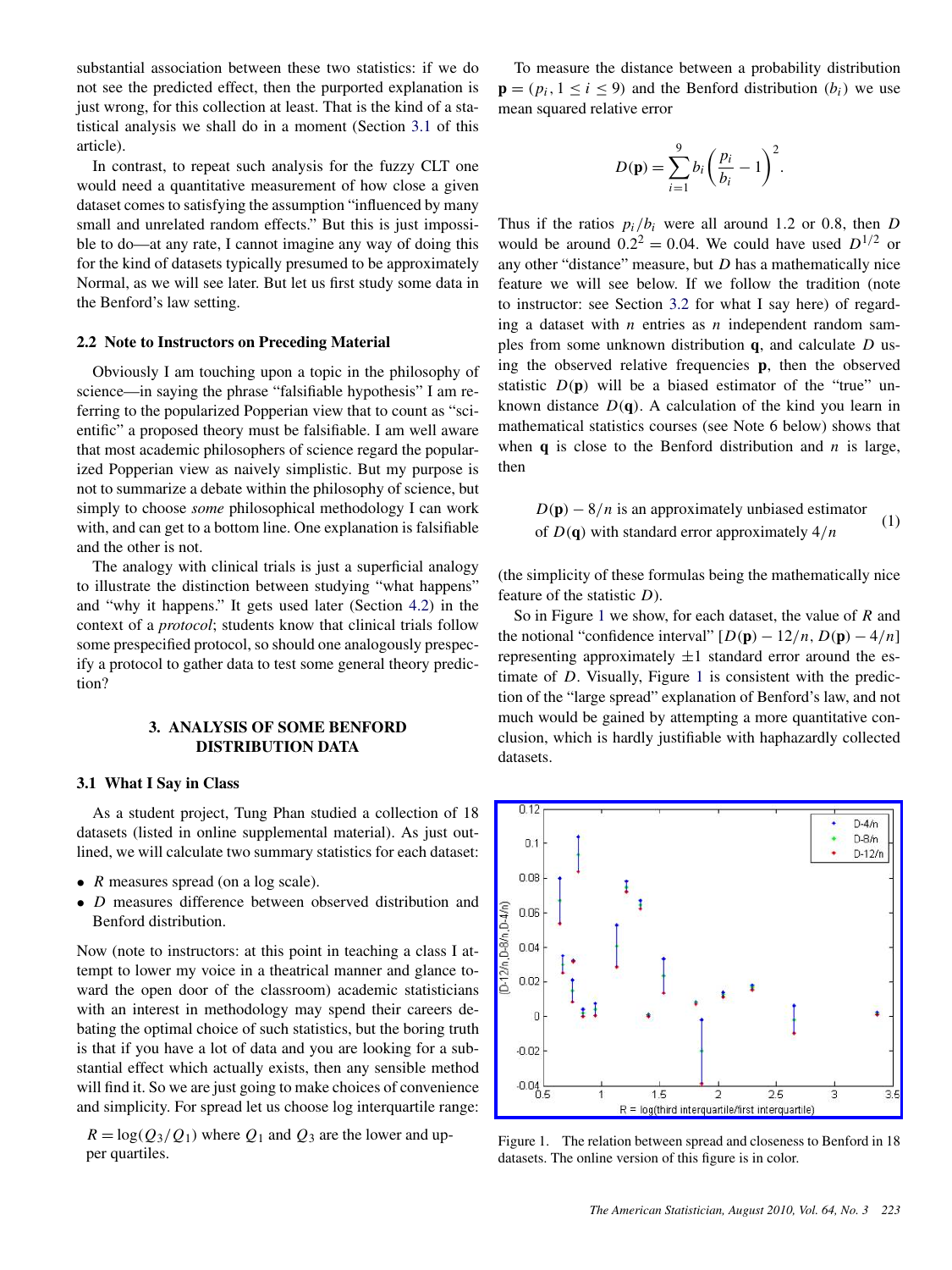substantial association between these two statistics: if we do not see the predicted effect, then the purported explanation is just wrong, for this collection at least. That is the kind of a statistical analysis we shall do in a moment (Section 3.1 of this article).

In contrast, to repeat such analysis for the fuzzy CLT one would need a quantitative measurement of how close a given dataset comes to satisfying the assumption "influenced by many small and unrelated random effects." But this is just impossible to do—at any rate, I cannot imagine any way of doing this for the kind of datasets typically presumed to be approximately Normal, as we will see later. But let us first study some data in the Benford's law setting.

### 2.2 Note to Instructors on Preceding Material

Obviously I am touching upon a topic in the philosophy of science—in saying the phrase "falsifiable hypothesis" I am referring to the popularized Popperian view that to count as "scientific" a proposed theory must be falsifiable. I am well aware that most academic philosophers of science regard the popularized Popperian view as naively simplistic. But my purpose is not to summarize a debate within the philosophy of science, but simply to choose *some* philosophical methodology I can work with, and can get to a bottom line. One explanation is falsifiable and the other is not.

The analogy with clinical trials is just a superficial analogy to illustrate the distinction between studying "what happens" and "why it happens." It gets used later (Section 4.2) in the context of a *protocol*; students know that clinical trials follow some prespecified protocol, so should one analogously prespecify a protocol to gather data to test some general theory prediction?

## 3. ANALYSIS OF SOME BENFORD DISTRIBUTION DATA

### 3.1 What I Say in Class

As a student project, Tung Phan studied a collection of 18 datasets (listed in online supplemental material). As just outlined, we will calculate two summary statistics for each dataset:

- $R$ measures spread (on a log scale).
- $D$ measures difference between observed distribution and Benford distribution.

Now (note to instructors: at this point in teaching a class I attempt to lower my voice in a theatrical manner and glance toward the open door of the classroom) academic statisticians with an interest in methodology may spend their careers debating the optimal choice of such statistics, but the boring truth is that if you have a lot of data and you are looking for a substantial effect which actually exists, then any sensible method will find it. So we are just going to make choices of convenience and simplicity. For spread let us choose log interquartile range:

$R = \log(Q_3/Q_1)$ where $Q_1$ and $Q_3$ are the lower and upper quartiles.

To measure the distance between a probability distribution $\mathbf{p} = (p_i, 1 \leq i \leq 9)$ and the Benford distribution $(b_i)$ we use mean squared relative error

$$D(\mathbf{p}) = \sum_{i=1}^{9} b_i \left( \frac{p_i}{b_i} - 1 \right)^2.$$

Thus if the ratios $p_i/b_i$ were all around 1.2 or 0.8, then $D$ would be around $0.2^2 = 0.04$. We could have used $D^{1/2}$ or any other "distance" measure, but $D$ has a mathematically nice feature we will see below. If we follow the tradition (note to instructor: see Section 3.2 for what I say here) of regarding a dataset with $n$ entries as $n$ independent random samples from some unknown distribution $\mathbf{q}$, and calculate $D$ using the observed relative frequencies $\mathbf{p}$, then the observed statistic $D(\mathbf{p})$ will be a biased estimator of the "true" unknown distance $D(\mathbf{q})$. A calculation of the kind you learn in mathematical statistics courses (see Note 6 below) shows that when $\mathbf{q}$ is close to the Benford distribution and $n$ is large, then

$$D(\mathbf{p}) - 8/n \text{ is an approximately unbiased estimator of } D(\mathbf{q}) \text{ with standard error approximately } 4/n \quad (1)$$

(the simplicity of these formulas being the mathematically nice feature of the statistic $D$).

So in Figure 1 we show, for each dataset, the value of $R$ and the notional "confidence interval" $[D(\mathbf{p}) - 12/n, D(\mathbf{p}) - 4/n]$ representing approximately $\pm 1$ standard error around the estimate of $D$. Visually, Figure 1 is consistent with the prediction of the "large spread" explanation of Benford's law, and not much would be gained by attempting a more quantitative conclusion, which is hardly justifiable with haphazardly collected datasets.

Figure 1. The relation between spread and closeness to Benford in 18 datasets. The online version of this figure is in color.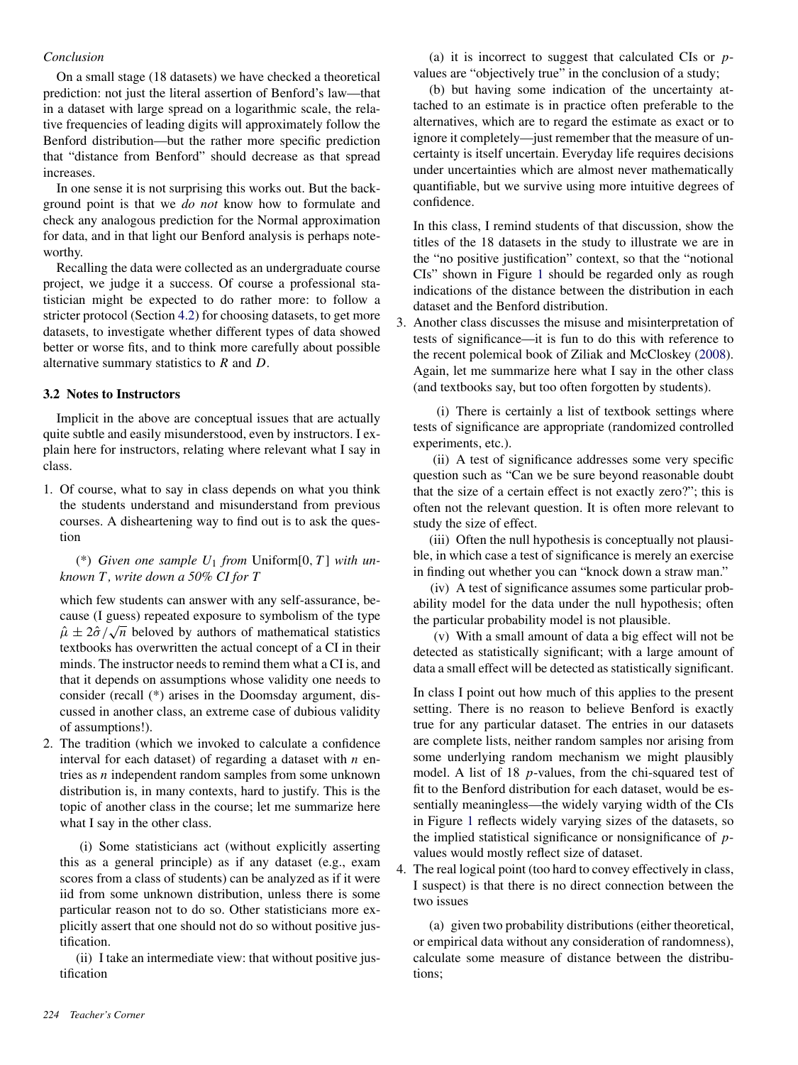*Conclusion*

On a small stage (18 datasets) we have checked a theoretical prediction: not just the literal assertion of Benford's law—that in a dataset with large spread on a logarithmic scale, the relative frequencies of leading digits will approximately follow the Benford distribution—but the rather more specific prediction that "distance from Benford" should decrease as that spread increases.

In one sense it is not surprising this works out. But the background point is that we *do not* know how to formulate and check any analogous prediction for the Normal approximation for data, and in that light our Benford analysis is perhaps noteworthy.

Recalling the data were collected as an undergraduate course project, we judge it a success. Of course a professional statistician might be expected to do rather more: to follow a stricter protocol (Section 4.2) for choosing datasets, to get more datasets, to investigate whether different types of data showed better or worse fits, and to think more carefully about possible alternative summary statistics to $R$ and $D$.

### 3.2 Notes to Instructors

Implicit in the above are conceptual issues that are actually quite subtle and easily misunderstood, even by instructors. I explain here for instructors, relating where relevant what I say in class.

1. Of course, what to say in class depends on what you think the students understand and misunderstand from previous courses. A disheartening way to find out is to ask the question

   (*) *Given one sample $U_1$ from* Uniform$[0, T]$ *with unknown $T$, write down a 50% CI for $T$*

   which few students can answer with any self-assurance, because (I guess) repeated exposure to symbolism of the type $\hat{\mu} \pm 2\hat{\sigma}/\sqrt{n}$ beloved by authors of mathematical statistics textbooks has overwritten the actual concept of a CI in their minds. The instructor needs to remind them what a CI is, and that it depends on assumptions whose validity one needs to consider (recall (*) arises in the Doomsday argument, discussed in another class, an extreme case of dubious validity of assumptions!).

2. The tradition (which we invoked to calculate a confidence interval for each dataset) of regarding a dataset with $n$ entries as $n$ independent random samples from some unknown distribution is, in many contexts, hard to justify. This is the topic of another class in the course; let me summarize here what I say in the other class.

   (i) Some statisticians act (without explicitly asserting this as a general principle) as if any dataset (e.g., exam scores from a class of students) can be analyzed as if it were iid from some unknown distribution, unless there is some particular reason not to do so. Other statisticians more explicitly assert that one should not do so without positive justification.

   (ii) I take an intermediate view: that without positive justification

   (a) it is incorrect to suggest that calculated CIs or $p$-values are "objectively true" in the conclusion of a study;

   (b) but having some indication of the uncertainty attached to an estimate is in practice often preferable to the alternatives, which are to regard the estimate as exact or to ignore it completely—just remember that the measure of uncertainty is itself uncertain. Everyday life requires decisions under uncertainties which are almost never mathematically quantifiable, but we survive using more intuitive degrees of confidence.

   In this class, I remind students of that discussion, show the titles of the 18 datasets in the study to illustrate we are in the "no positive justification" context, so that the "notional CIs" shown in Figure 1 should be regarded only as rough indications of the distance between the distribution in each dataset and the Benford distribution.

3. Another class discusses the misuse and misinterpretation of tests of significance—it is fun to do this with reference to the recent polemical book of Ziliak and McCloskey (2008). Again, let me summarize here what I say in the other class (and textbooks say, but too often forgotten by students).

   (i) There is certainly a list of textbook settings where tests of significance are appropriate (randomized controlled experiments, etc.).

   (ii) A test of significance addresses some very specific question such as "Can we be sure beyond reasonable doubt that the size of a certain effect is not exactly zero?"; this is often not the relevant question. It is often more relevant to study the size of effect.

   (iii) Often the null hypothesis is conceptually not plausible, in which case a test of significance is merely an exercise in finding out whether you can "knock down a straw man."

   (iv) A test of significance assumes some particular probability model for the data under the null hypothesis; often the particular probability model is not plausible.

   (v) With a small amount of data a big effect will not be detected as statistically significant; with a large amount of data a small effect will be detected as statistically significant.

   In class I point out how much of this applies to the present setting. There is no reason to believe Benford is exactly true for any particular dataset. The entries in our datasets are complete lists, neither random samples nor arising from some underlying random mechanism we might plausibly model. A list of 18 $p$-values, from the chi-squared test of fit to the Benford distribution for each dataset, would be essentially meaningless—the widely varying width of the CIs in Figure 1 reflects widely varying sizes of the datasets, so the implied statistical significance or nonsignificance of $p$-values would mostly reflect size of dataset.

4. The real logical point (too hard to convey effectively in class, I suspect) is that there is no direct connection between the two issues

   (a) given two probability distributions (either theoretical, or empirical data without any consideration of randomness), calculate some measure of distance between the distributions;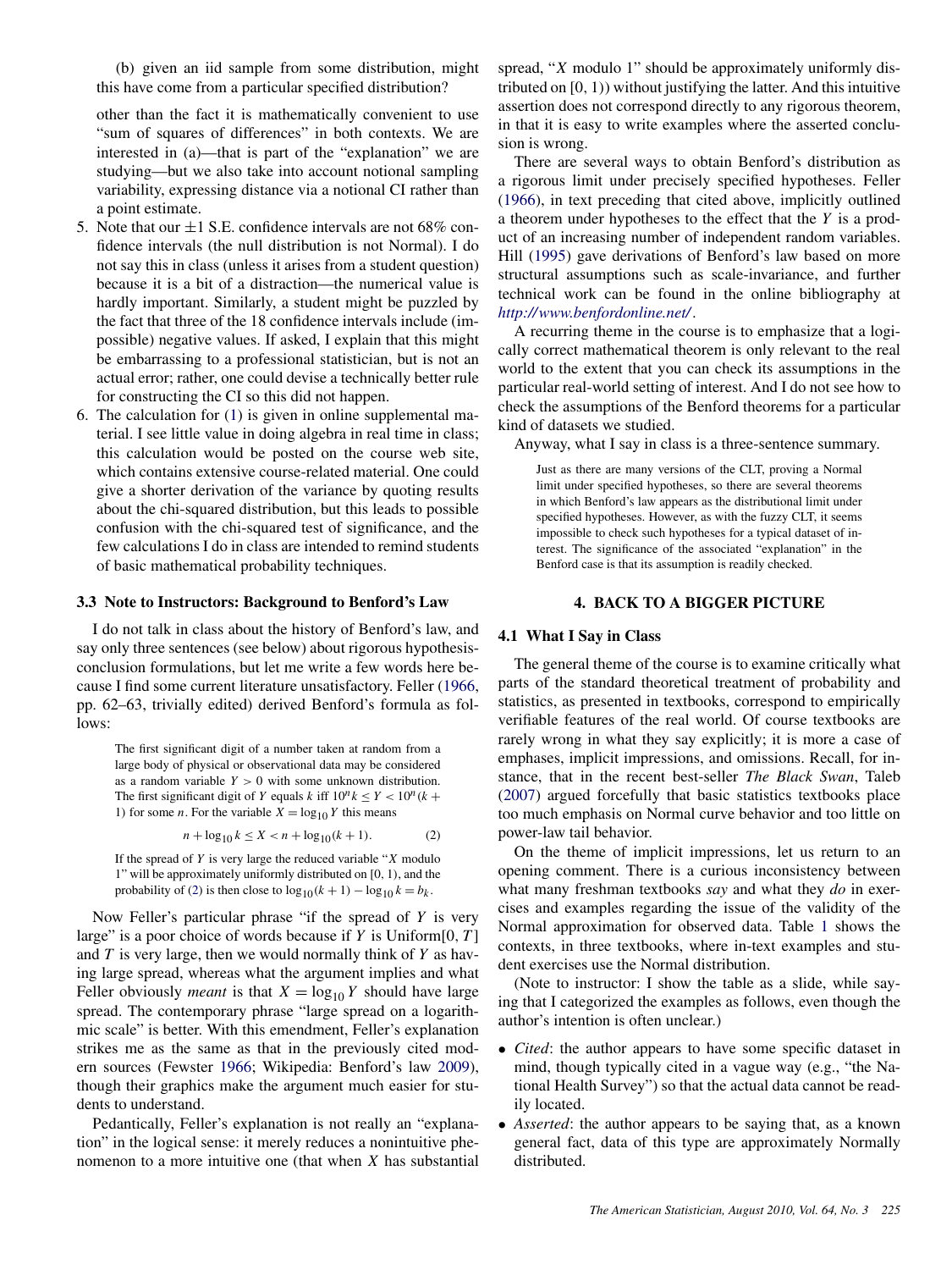(b) given an iid sample from some distribution, might this have come from a particular specified distribution?

other than the fact it is mathematically convenient to use "sum of squares of differences" in both contexts. We are interested in (a)—that is part of the "explanation" we are studying—but we also take into account notional sampling variability, expressing distance via a notional CI rather than a point estimate.

5. Note that our ±1 S.E. confidence intervals are not 68% confidence intervals (the null distribution is not Normal). I do not say this in class (unless it arises from a student question) because it is a bit of a distraction—the numerical value is hardly important. Similarly, a student might be puzzled by the fact that three of the 18 confidence intervals include (impossible) negative values. If asked, I explain that this might be embarrassing to a professional statistician, but is not an actual error; rather, one could devise a technically better rule for constructing the CI so this did not happen.
6. The calculation for (1) is given in online supplemental material. I see little value in doing algebra in real time in class; this calculation would be posted on the course web site, which contains extensive course-related material. One could give a shorter derivation of the variance by quoting results about the chi-squared distribution, but this leads to possible confusion with the chi-squared test of significance, and the few calculations I do in class are intended to remind students of basic mathematical probability techniques.

### 3.3 Note to Instructors: Background to Benford's Law

I do not talk in class about the history of Benford's law, and say only three sentences (see below) about rigorous hypothesis-conclusion formulations, but let me write a few words here because I find some current literature unsatisfactory. Feller (1966, pp. 62–63, trivially edited) derived Benford's formula as follows:

> The first significant digit of a number taken at random from a large body of physical or observational data may be considered as a random variable $Y > 0$ with some unknown distribution. The first significant digit of $Y$ equals $k$ iff $10^n k \le Y < 10^n(k+1)$ for some $n$. For the variable $X = \log_{10} Y$ this means
>
> $$n + \log_{10} k \le X < n + \log_{10}(k+1). \tag{2}$$
>
> If the spread of $Y$ is very large the reduced variable "$X$ modulo 1" will be approximately uniformly distributed on $[0, 1)$, and the probability of (2) is then close to $\log_{10}(k+1) - \log_{10} k = b_k$.

Now Feller's particular phrase "if the spread of $Y$ is very large" is a poor choice of words because if $Y$ is Uniform$[0, T]$ and $T$ is very large, then we would normally think of $Y$ as having large spread, whereas what the argument implies and what Feller obviously *meant* is that $X = \log_{10} Y$ should have large spread. The contemporary phrase "large spread on a logarithmic scale" is better. With this emendment, Feller's explanation strikes me as the same as that in the previously cited modern sources (Fewster 1966; Wikipedia: Benford's law 2009), though their graphics make the argument much easier for students to understand.

Pedantically, Feller's explanation is not really an "explanation" in the logical sense: it merely reduces a nonintuitive phenomenon to a more intuitive one (that when $X$ has substantial spread, "$X$ modulo 1" should be approximately uniformly distributed on $[0, 1)$) without justifying the latter. And this intuitive assertion does not correspond directly to any rigorous theorem, in that it is easy to write examples where the asserted conclusion is wrong.

There are several ways to obtain Benford's distribution as a rigorous limit under precisely specified hypotheses. Feller (1966), in text preceding that cited above, implicitly outlined a theorem under hypotheses to the effect that the $Y$ is a product of an increasing number of independent random variables. Hill (1995) gave derivations of Benford's law based on more structural assumptions such as scale-invariance, and further technical work can be found in the online bibliography at *http://www.benfordonline.net/*.

A recurring theme in the course is to emphasize that a logically correct mathematical theorem is only relevant to the real world to the extent that you can check its assumptions in the particular real-world setting of interest. And I do not see how to check the assumptions of the Benford theorems for a particular kind of datasets we studied.

Anyway, what I say in class is a three-sentence summary.

> Just as there are many versions of the CLT, proving a Normal limit under specified hypotheses, so there are several theorems in which Benford's law appears as the distributional limit under specified hypotheses. However, as with the fuzzy CLT, it seems impossible to check such hypotheses for a typical dataset of interest. The significance of the associated "explanation" in the Benford case is that its assumption is readily checked.

## 4. BACK TO A BIGGER PICTURE

### 4.1 What I Say in Class

The general theme of the course is to examine critically what parts of the standard theoretical treatment of probability and statistics, as presented in textbooks, correspond to empirically verifiable features of the real world. Of course textbooks are rarely wrong in what they say explicitly; it is more a case of emphases, implicit impressions, and omissions. Recall, for instance, that in the recent best-seller *The Black Swan*, Taleb (2007) argued forcefully that basic statistics textbooks place too much emphasis on Normal curve behavior and too little on power-law tail behavior.

On the theme of implicit impressions, let us return to an opening comment. There is a curious inconsistency between what many freshman textbooks *say* and what they *do* in exercises and examples regarding the issue of the validity of the Normal approximation for observed data. Table 1 shows the contexts, in three textbooks, where in-text examples and student exercises use the Normal distribution.

(Note to instructor: I show the table as a slide, while saying that I categorized the examples as follows, even though the author's intention is often unclear.)

- *Cited*: the author appears to have some specific dataset in mind, though typically cited in a vague way (e.g., "the National Health Survey") so that the actual data cannot be readily located.
- *Asserted*: the author appears to be saying that, as a known general fact, data of this type are approximately Normally distributed.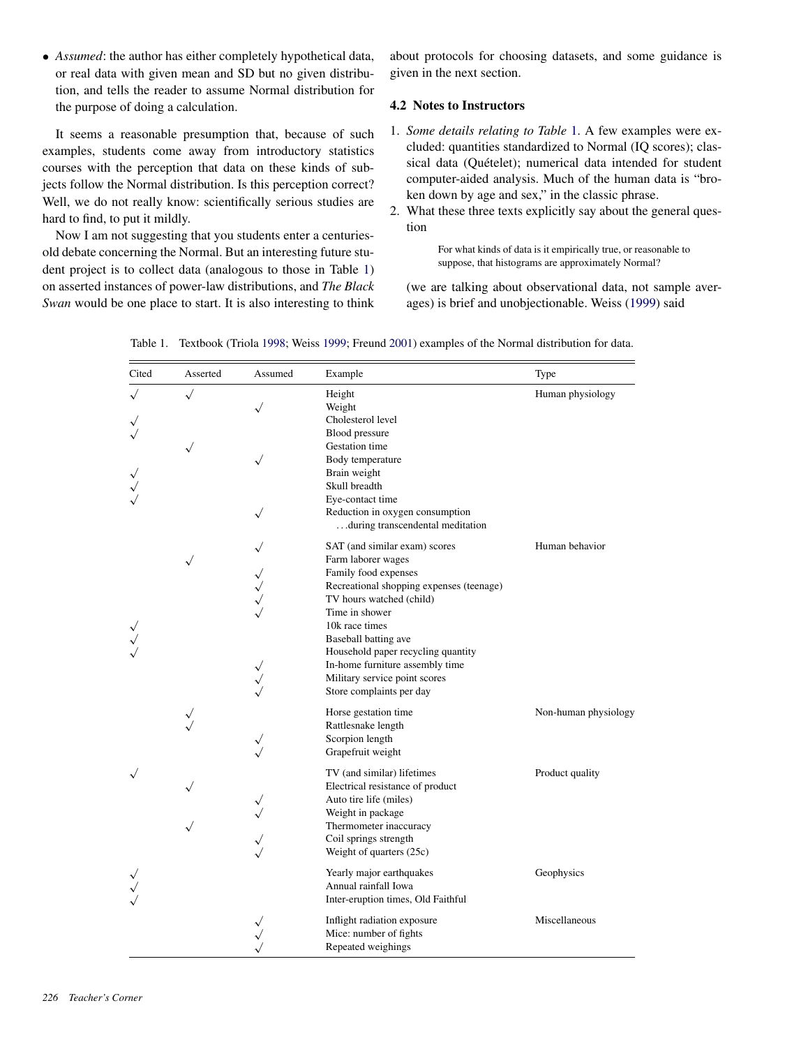- *Assumed*: the author has either completely hypothetical data, or real data with given mean and SD but no given distribution, and tells the reader to assume Normal distribution for the purpose of doing a calculation.

It seems a reasonable presumption that, because of such examples, students come away from introductory statistics courses with the perception that data on these kinds of subjects follow the Normal distribution. Is this perception correct? Well, we do not really know: scientifically serious studies are hard to find, to put it mildly.

Now I am not suggesting that you students enter a centuries-old debate concerning the Normal. But an interesting future student project is to collect data (analogous to those in Table 1) on asserted instances of power-law distributions, and *The Black Swan* would be one place to start. It is also interesting to think about protocols for choosing datasets, and some guidance is given in the next section.

### 4.2 Notes to Instructors

1. *Some details relating to Table 1*. A few examples were excluded: quantities standardized to Normal (IQ scores); classical data (Quételet); numerical data intended for student computer-aided analysis. Much of the human data is "broken down by age and sex," in the classic phrase.
2. What these three texts explicitly say about the general question

   > For what kinds of data is it empirically true, or reasonable to suppose, that histograms are approximately Normal?

   (we are talking about observational data, not sample averages) is brief and unobjectionable. Weiss (1999) said

Table 1. Textbook (Triola 1998; Weiss 1999; Freund 2001) examples of the Normal distribution for data.

| Cited | Asserted | Assumed | Example | Type |
|---|---|---|---|---|
| √ | √ | | Height | Human physiology |
| | | √ | Weight | |
| √ | | | Cholesterol level | |
| √ | | | Blood pressure | |
| | √ | | Gestation time | |
| | | √ | Body temperature | |
| √ | | | Brain weight | |
| √ | | | Skull breadth | |
| √ | | | Eye-contact time | |
| | | √ | Reduction in oxygen consumption …during transcendental meditation | |
| | | √ | SAT (and similar exam) scores | Human behavior |
| | √ | | Farm laborer wages | |
| | | √ | Family food expenses | |
| | | √ | Recreational shopping expenses (teenage) | |
| | | √ | TV hours watched (child) | |
| | | √ | Time in shower | |
| √ | | | 10k race times | |
| √ | | | Baseball batting ave | |
| √ | | | Household paper recycling quantity | |
| | | √ | In-home furniture assembly time | |
| | | √ | Military service point scores | |
| | | √ | Store complaints per day | |
| | √ | | Horse gestation time | Non-human physiology |
| | √ | | Rattlesnake length | |
| | | √ | Scorpion length | |
| | | √ | Grapefruit weight | |
| √ | | | TV (and similar) lifetimes | Product quality |
| | √ | | Electrical resistance of product | |
| | | √ | Auto tire life (miles) | |
| | | √ | Weight in package | |
| | √ | | Thermometer inaccuracy | |
| | | √ | Coil springs strength | |
| | | √ | Weight of quarters (25c) | |
| √ | | | Yearly major earthquakes | Geophysics |
| √ | | | Annual rainfall Iowa | |
| √ | | | Inter-eruption times, Old Faithful | |
| | | √ | Inflight radiation exposure | Miscellaneous |
| | | √ | Mice: number of fights | |
| | | √ | Repeated weighings | |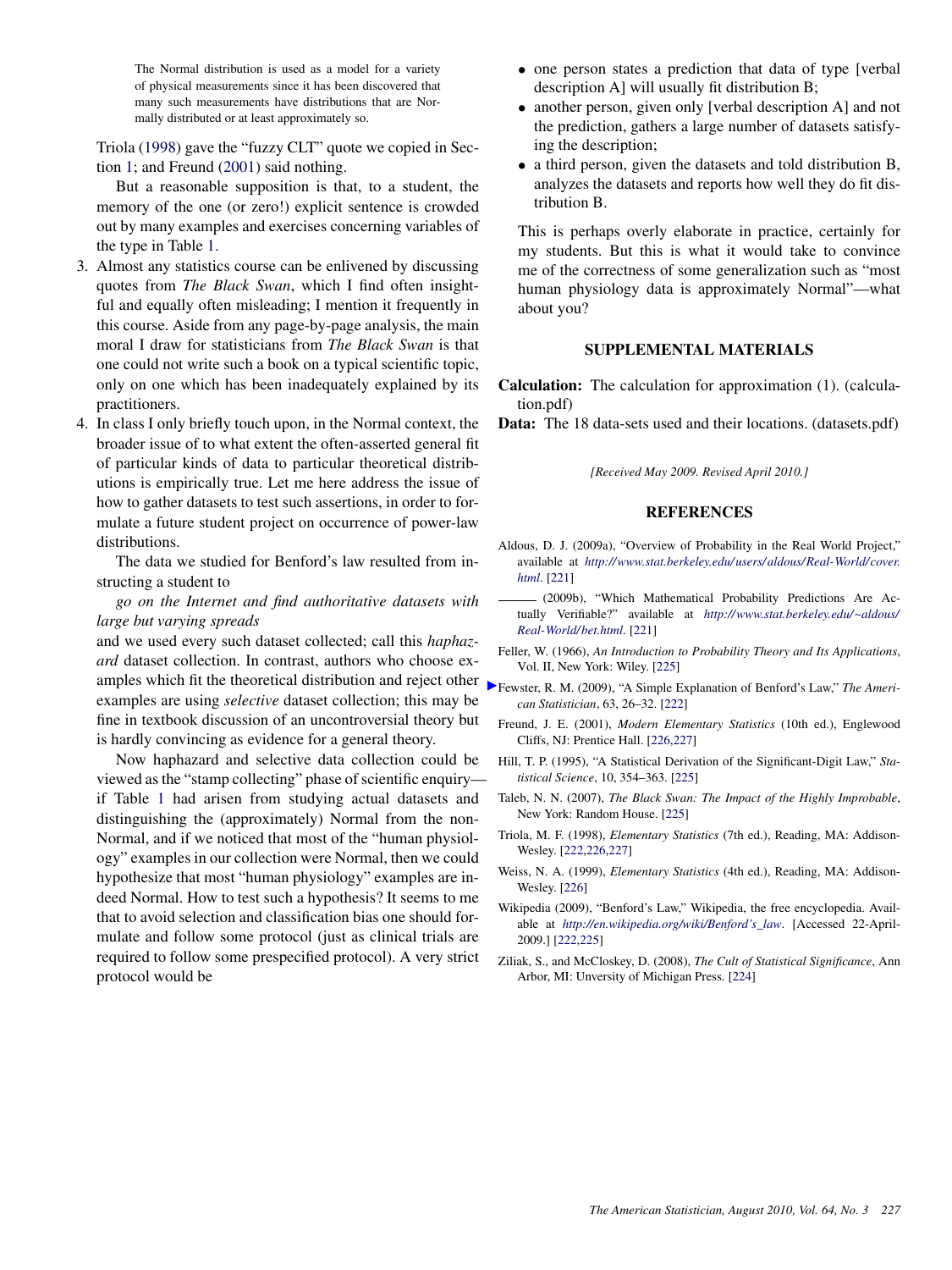> The Normal distribution is used as a model for a variety of physical measurements since it has been discovered that many such measurements have distributions that are Normally distributed or at least approximately so.

Triola (1998) gave the "fuzzy CLT" quote we copied in Section 1; and Freund (2001) said nothing.

But a reasonable supposition is that, to a student, the memory of the one (or zero!) explicit sentence is crowded out by many examples and exercises concerning variables of the type in Table 1.

3. Almost any statistics course can be enlivened by discussing quotes from *The Black Swan*, which I find often insightful and equally often misleading; I mention it frequently in this course. Aside from any page-by-page analysis, the main moral I draw for statisticians from *The Black Swan* is that one could not write such a book on a typical scientific topic, only on one which has been inadequately explained by its practitioners.
4. In class I only briefly touch upon, in the Normal context, the broader issue of to what extent the often-asserted general fit of particular kinds of data to particular theoretical distributions is empirically true. Let me here address the issue of how to gather datasets to test such assertions, in order to formulate a future student project on occurrence of power-law distributions.

   The data we studied for Benford's law resulted from instructing a student to

   *go on the Internet and find authoritative datasets with large but varying spreads*

   and we used every such dataset collected; call this *haphazard* dataset collection. In contrast, authors who choose examples which fit the theoretical distribution and reject other examples are using *selective* dataset collection; this may be fine in textbook discussion of an uncontroversial theory but is hardly convincing as evidence for a general theory.

   Now haphazard and selective data collection could be viewed as the "stamp collecting" phase of scientific enquiry—if Table 1 had arisen from studying actual datasets and distinguishing the (approximately) Normal from the non-Normal, and if we noticed that most of the "human physiology" examples in our collection were Normal, then we could hypothesize that most "human physiology" examples are indeed Normal. How to test such a hypothesis? It seems to me that to avoid selection and classification bias one should formulate and follow some protocol (just as clinical trials are required to follow some prespecified protocol). A very strict protocol would be

   - one person states a prediction that data of type [verbal description A] will usually fit distribution B;
   - another person, given only [verbal description A] and not the prediction, gathers a large number of datasets satisfying the description;
   - a third person, given the datasets and told distribution B, analyzes the datasets and reports how well they do fit distribution B.

   This is perhaps overly elaborate in practice, certainly for my students. But this is what it would take to convince me of the correctness of some generalization such as "most human physiology data is approximately Normal"—what about you?

## SUPPLEMENTAL MATERIALS

**Calculation:** The calculation for approximation (1). (calculation.pdf)

**Data:** The 18 data-sets used and their locations. (datasets.pdf)

*[Received May 2009. Revised April 2010.]*

## REFERENCES

Aldous, D. J. (2009a), "Overview of Probability in the Real World Project," available at *http://www.stat.berkeley.edu/users/aldous/Real-World/cover.html*. [221]

——— (2009b), "Which Mathematical Probability Predictions Are Actually Verifiable?" available at *http://www.stat.berkeley.edu/~aldous/Real-World/bet.html*. [221]

Feller, W. (1966), *An Introduction to Probability Theory and Its Applications*, Vol. II, New York: Wiley. [225]

Fewster, R. M. (2009), "A Simple Explanation of Benford's Law," *The American Statistician*, 63, 26–32. [222]

Freund, J. E. (2001), *Modern Elementary Statistics* (10th ed.), Englewood Cliffs, NJ: Prentice Hall. [226,227]

Hill, T. P. (1995), "A Statistical Derivation of the Significant-Digit Law," *Statistical Science*, 10, 354–363. [225]

Taleb, N. N. (2007), *The Black Swan: The Impact of the Highly Improbable*, New York: Random House. [225]

Triola, M. F. (1998), *Elementary Statistics* (7th ed.), Reading, MA: Addison-Wesley. [222,226,227]

Weiss, N. A. (1999), *Elementary Statistics* (4th ed.), Reading, MA: Addison-Wesley. [226]

Wikipedia (2009), "Benford's Law," Wikipedia, the free encyclopedia. Available at *http://en.wikipedia.org/wiki/Benford's_law*. [Accessed 22-April-2009.] [222,225]

Ziliak, S., and McCloskey, D. (2008), *The Cult of Statistical Significance*, Ann Arbor, MI: Unversity of Michigan Press. [224]